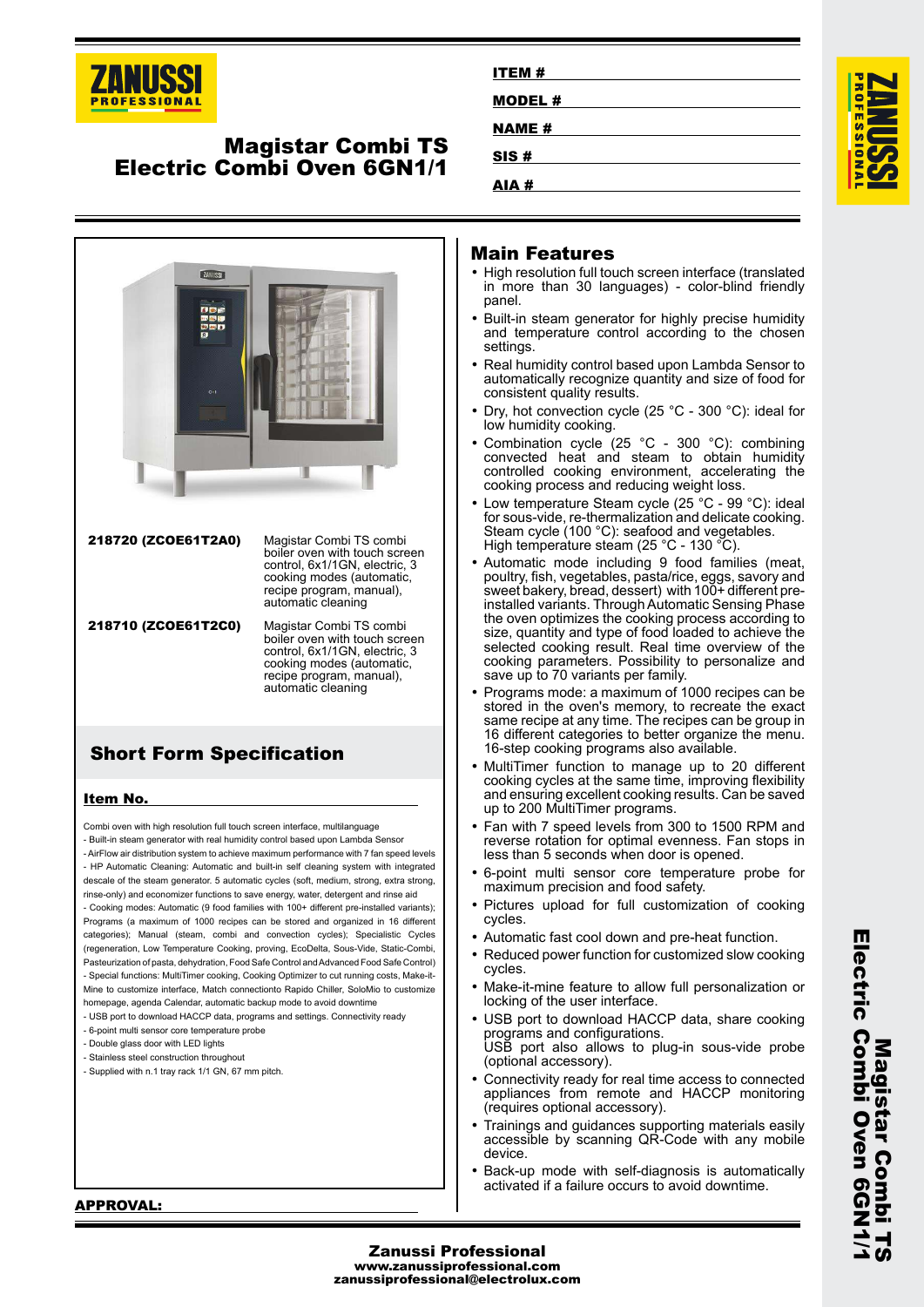# Magistar Combi TS
# Electric Combi Oven 6GN1/1

**ITEM #**

**MODEL #**

**NAME #**

**SIS #**

**AIA #**

| | |
|---|---|
| **218720 (ZCOE61T2A0)** | Magistar Combi TS combi boiler oven with touch screen control, 6x1/1GN, electric, 3 cooking modes (automatic, recipe program, manual), automatic cleaning |
| **218710 (ZCOE61T2C0)** | Magistar Combi TS combi boiler oven with touch screen control, 6x1/1GN, electric, 3 cooking modes (automatic, recipe program, manual), automatic cleaning |

## Short Form Specification

**Item No.**

Combi oven with high resolution full touch screen interface, multilanguage
- Built-in steam generator with real humidity control based upon Lambda Sensor
- AirFlow air distribution system to achieve maximum performance with 7 fan speed levels
- HP Automatic Cleaning: Automatic and built-in self cleaning system with integrated descale of the steam generator. 5 automatic cycles (soft, medium, strong, extra strong, rinse-only) and economizer functions to save energy, water, detergent and rinse aid
- Cooking modes: Automatic (9 food families with 100+ different pre-installed variants); Programs (a maximum of 1000 recipes can be stored and organized in 16 different categories); Manual (steam, combi and convection cycles); Specialistic Cycles (regeneration, Low Temperature Cooking, proving, EcoDelta, Sous-Vide, Static-Combi, Pasteurization of pasta, dehydration, Food Safe Control and Advanced Food Safe Control)
- Special functions: MultiTimer cooking, Cooking Optimizer to cut running costs, Make-it-Mine to customize interface, Match connectionto Rapido Chiller, SoloMio to customize homepage, agenda Calendar, automatic backup mode to avoid downtime
- USB port to download HACCP data, programs and settings. Connectivity ready
- 6-point multi sensor core temperature probe
- Double glass door with LED lights
- Stainless steel construction throughout
- Supplied with n.1 tray rack 1/1 GN, 67 mm pitch.

**APPROVAL:**

## Main Features

- High resolution full touch screen interface (translated in more than 30 languages) - color-blind friendly panel.
- Built-in steam generator for highly precise humidity and temperature control according to the chosen settings.
- Real humidity control based upon Lambda Sensor to automatically recognize quantity and size of food for consistent quality results.
- Dry, hot convection cycle (25 °C - 300 °C): ideal for low humidity cooking.
- Combination cycle (25 °C - 300 °C): combining convected heat and steam to obtain humidity controlled cooking environment, accelerating the cooking process and reducing weight loss.
- Low temperature Steam cycle (25 °C - 99 °C): ideal for sous-vide, re-thermalization and delicate cooking. Steam cycle (100 °C): seafood and vegetables. High temperature steam (25 °C - 130 °C).
- Automatic mode including 9 food families (meat, poultry, fish, vegetables, pasta/rice, eggs, savory and sweet bakery, bread, dessert) with 100+ different pre-installed variants. Through Automatic Sensing Phase the oven optimizes the cooking process according to size, quantity and type of food loaded to achieve the selected cooking result. Real time overview of the cooking parameters. Possibility to personalize and save up to 70 variants per family.
- Programs mode: a maximum of 1000 recipes can be stored in the oven's memory, to recreate the exact same recipe at any time. The recipes can be group in 16 different categories to better organize the menu. 16-step cooking programs also available.
- MultiTimer function to manage up to 20 different cooking cycles at the same time, improving flexibility and ensuring excellent cooking results. Can be saved up to 200 MultiTimer programs.
- Fan with 7 speed levels from 300 to 1500 RPM and reverse rotation for optimal evenness. Fan stops in less than 5 seconds when door is opened.
- 6-point multi sensor core temperature probe for maximum precision and food safety.
- Pictures upload for full customization of cooking cycles.
- Automatic fast cool down and pre-heat function.
- Reduced power function for customized slow cooking cycles.
- Make-it-mine feature to allow full personalization or locking of the user interface.
- USB port to download HACCP data, share cooking programs and configurations. USB port also allows to plug-in sous-vide probe (optional accessory).
- Connectivity ready for real time access to connected appliances from remote and HACCP monitoring (requires optional accessory).
- Trainings and guidances supporting materials easily accessible by scanning QR-Code with any mobile device.
- Back-up mode with self-diagnosis is automatically activated if a failure occurs to avoid downtime.

**Zanussi Professional**
www.zanussiprofessional.com
zanussiprofessional@electrolux.com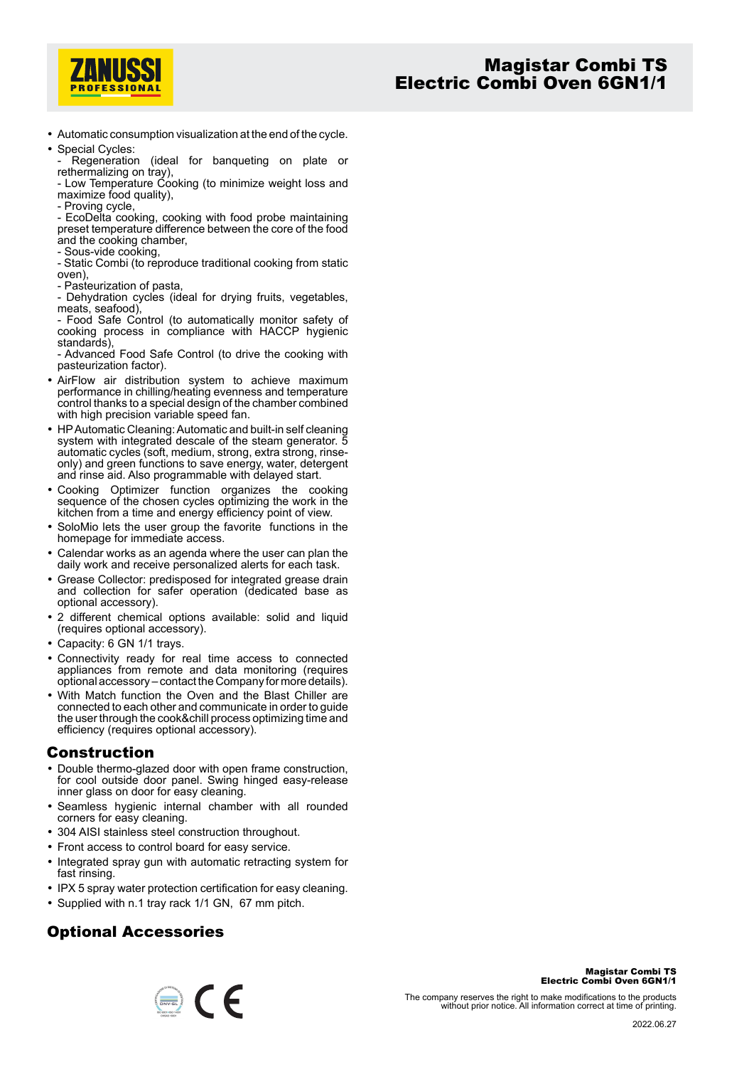- Automatic consumption visualization at the end of the cycle.
- Special Cycles:
  - Regeneration (ideal for banqueting on plate or rethermalizing on tray),
  - Low Temperature Cooking (to minimize weight loss and maximize food quality),
  - Proving cycle,
  - EcoDelta cooking, cooking with food probe maintaining preset temperature difference between the core of the food and the cooking chamber,
  - Sous-vide cooking,
  - Static Combi (to reproduce traditional cooking from static oven),
  - Pasteurization of pasta,
  - Dehydration cycles (ideal for drying fruits, vegetables, meats, seafood),
  - Food Safe Control (to automatically monitor safety of cooking process in compliance with HACCP hygienic standards),
  - Advanced Food Safe Control (to drive the cooking with pasteurization factor).
- AirFlow air distribution system to achieve maximum performance in chilling/heating evenness and temperature control thanks to a special design of the chamber combined with high precision variable speed fan.
- HP Automatic Cleaning: Automatic and built-in self cleaning system with integrated descale of the steam generator. 5 automatic cycles (soft, medium, strong, extra strong, rinse-only) and green functions to save energy, water, detergent and rinse aid. Also programmable with delayed start.
- Cooking Optimizer function organizes the cooking sequence of the chosen cycles optimizing the work in the kitchen from a time and energy efficiency point of view.
- SoloMio lets the user group the favorite functions in the homepage for immediate access.
- Calendar works as an agenda where the user can plan the daily work and receive personalized alerts for each task.
- Grease Collector: predisposed for integrated grease drain and collection for safer operation (dedicated base as optional accessory).
- 2 different chemical options available: solid and liquid (requires optional accessory).
- Capacity: 6 GN 1/1 trays.
- Connectivity ready for real time access to connected appliances from remote and data monitoring (requires optional accessory – contact the Company for more details).
- With Match function the Oven and the Blast Chiller are connected to each other and communicate in order to guide the user through the cook&chill process optimizing time and efficiency (requires optional accessory).

## Construction

- Double thermo-glazed door with open frame construction, for cool outside door panel. Swing hinged easy-release inner glass on door for easy cleaning.
- Seamless hygienic internal chamber with all rounded corners for easy cleaning.
- 304 AISI stainless steel construction throughout.
- Front access to control board for easy service.
- Integrated spray gun with automatic retracting system for fast rinsing.
- IPX 5 spray water protection certification for easy cleaning.
- Supplied with n.1 tray rack 1/1 GN, 67 mm pitch.

## Optional Accessories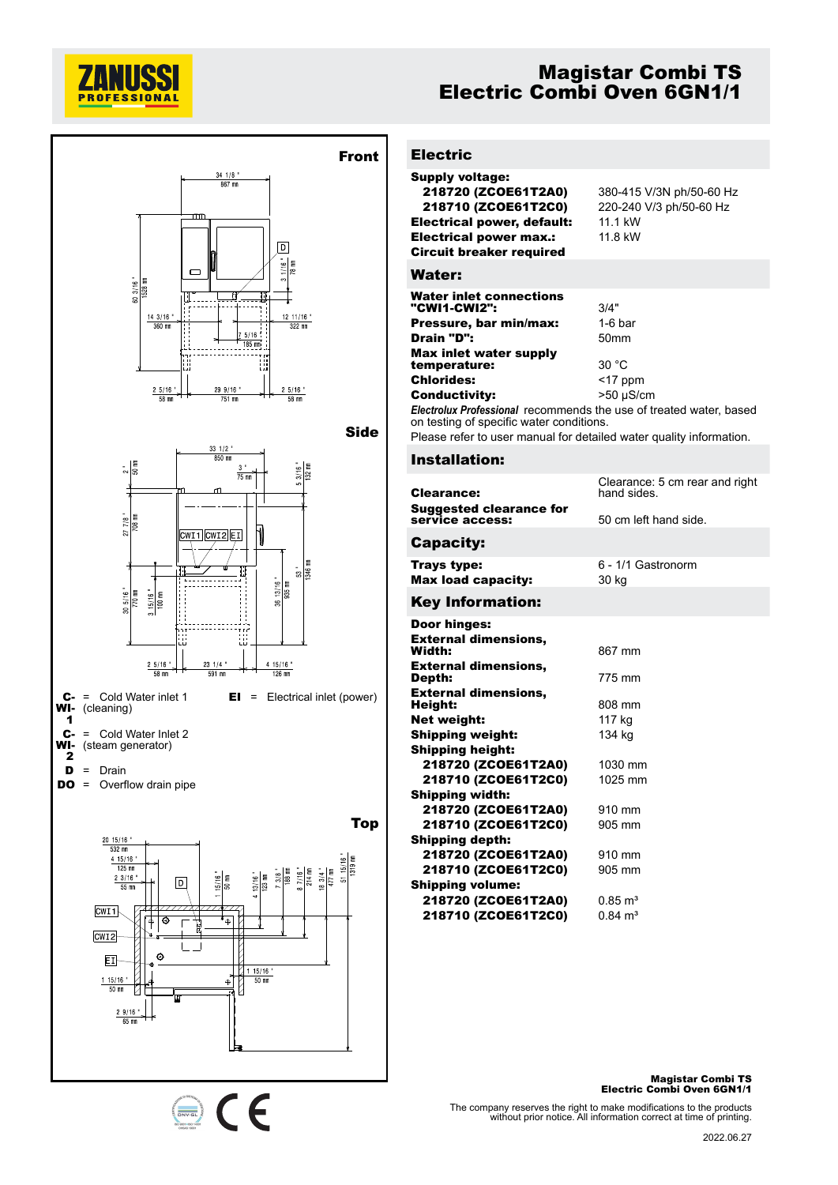# Magistar Combi TS
# Electric Combi Oven 6GN1/1

Front

34 1/8 "
867 mm

60 3/16 "
1528 mm

3 1/16 "
78 mm

14 3/16 "
360 mm

12 11/16 "
322 mm

7 5/16 "
185 mm

2 5/16 "
58 mm

29 9/16 "
751 mm

2 5/16 "
58 mm

Side

33 1/2 "
850 mm

2 "
50 mm

3 "
75 mm

5 3/16 "
132 mm

27 7/8 "
708 mm

CWI1 CWI2 EI

53 "
1346 mm

30 5/16 "
770 mm

3 15/16 "
100 mm

36 13/16 "
935 mm

2 5/16 "
58 mm

23 1/4 "
591 mm

4 15/16 "
126 mm

**CWI1** = Cold Water inlet 1 (cleaning)

**CWI2** = Cold Water Inlet 2 (steam generator)

**D** = Drain

**DO** = Overflow drain pipe

**EI** = Electrical inlet (power)

Top

20 15/16 "
532 mm

4 15/16 "
125 mm

2 3/16 "
55 mm

1 15/16 "
50 mm

4 13/16 "
123 mm

7 3/8 "
188 mm

8 7/16 "
214 mm

18 3/4 "
477 mm

51 15/16 "
1319 mm

1 15/16 "
50 mm

1 15/16 "
50 mm

2 9/16 "
65 mm

## Electric

| | |
|---|---|
| **Supply voltage:** | |
| **218720 (ZCOE61T2A0)** | 380-415 V/3N ph/50-60 Hz |
| **218710 (ZCOE61T2C0)** | 220-240 V/3 ph/50-60 Hz |
| **Electrical power, default:** | 11.1 kW |
| **Electrical power max.:** | 11.8 kW |
| **Circuit breaker required** | |

## Water:

| | |
|---|---|
| **Water inlet connections "CWI1-CWI2":** | 3/4" |
| **Pressure, bar min/max:** | 1-6 bar |
| **Drain "D":** | 50mm |
| **Max inlet water supply temperature:** | 30 °C |
| **Chlorides:** | <17 ppm |
| **Conductivity:** | >50 µS/cm |

*Electrolux Professional* recommends the use of treated water, based on testing of specific water conditions.

Please refer to user manual for detailed water quality information.

## Installation:

| | |
|---|---|
| **Clearance:** | Clearance: 5 cm rear and right hand sides. |
| **Suggested clearance for service access:** | 50 cm left hand side. |

## Capacity:

| | |
|---|---|
| **Trays type:** | 6 - 1/1 Gastronorm |
| **Max load capacity:** | 30 kg |

## Key Information:

| | |
|---|---|
| **Door hinges:** | |
| **External dimensions, Width:** | 867 mm |
| **External dimensions, Depth:** | 775 mm |
| **External dimensions, Height:** | 808 mm |
| **Net weight:** | 117 kg |
| **Shipping weight:** | 134 kg |
| **Shipping height:** | |
| **218720 (ZCOE61T2A0)** | 1030 mm |
| **218710 (ZCOE61T2C0)** | 1025 mm |
| **Shipping width:** | |
| **218720 (ZCOE61T2A0)** | 910 mm |
| **218710 (ZCOE61T2C0)** | 905 mm |
| **Shipping depth:** | |
| **218720 (ZCOE61T2A0)** | 910 mm |
| **218710 (ZCOE61T2C0)** | 905 mm |
| **Shipping volume:** | |
| **218720 (ZCOE61T2A0)** | 0.85 m³ |
| **218710 (ZCOE61T2C0)** | 0.84 m³ |

The company reserves the right to make modifications to the products without prior notice. All information correct at time of printing.

2022.06.27